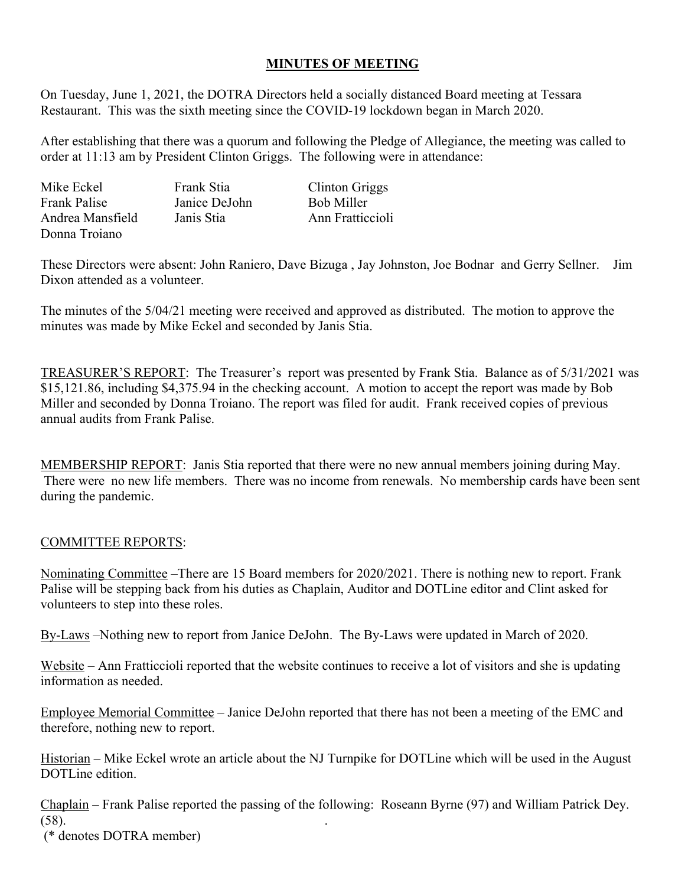# MINUTES OF MEETING

On Tuesday, June 1, 2021, the DOTRA Directors held a socially distanced Board meeting at Tessara Restaurant. This was the sixth meeting since the COVID-19 lockdown began in March 2020.

After establishing that there was a quorum and following the Pledge of Allegiance, the meeting was called to order at 11:13 am by President Clinton Griggs. The following were in attendance:

| | | |
|---|---|---|
| Mike Eckel | Frank Stia | Clinton Griggs |
| Frank Palise | Janice DeJohn | Bob Miller |
| Andrea Mansfield | Janis Stia | Ann Fratticcioli |
| Donna Troiano | | |

These Directors were absent: John Raniero, Dave Bizuga , Jay Johnston, Joe Bodnar and Gerry Sellner. Jim Dixon attended as a volunteer.

The minutes of the 5/04/21 meeting were received and approved as distributed. The motion to approve the minutes was made by Mike Eckel and seconded by Janis Stia.

TREASURER'S REPORT: The Treasurer's report was presented by Frank Stia. Balance as of 5/31/2021 was $15,121.86, including $4,375.94 in the checking account. A motion to accept the report was made by Bob Miller and seconded by Donna Troiano. The report was filed for audit. Frank received copies of previous annual audits from Frank Palise.

MEMBERSHIP REPORT: Janis Stia reported that there were no new annual members joining during May. There were no new life members. There was no income from renewals. No membership cards have been sent during the pandemic.

COMMITTEE REPORTS:

Nominating Committee –There are 15 Board members for 2020/2021. There is nothing new to report. Frank Palise will be stepping back from his duties as Chaplain, Auditor and DOTLine editor and Clint asked for volunteers to step into these roles.

By-Laws –Nothing new to report from Janice DeJohn. The By-Laws were updated in March of 2020.

Website – Ann Fratticcioli reported that the website continues to receive a lot of visitors and she is updating information as needed.

Employee Memorial Committee – Janice DeJohn reported that there has not been a meeting of the EMC and therefore, nothing new to report.

Historian – Mike Eckel wrote an article about the NJ Turnpike for DOTLine which will be used in the August DOTLine edition.

Chaplain – Frank Palise reported the passing of the following: Roseann Byrne (97) and William Patrick Dey. (58).

(* denotes DOTRA member)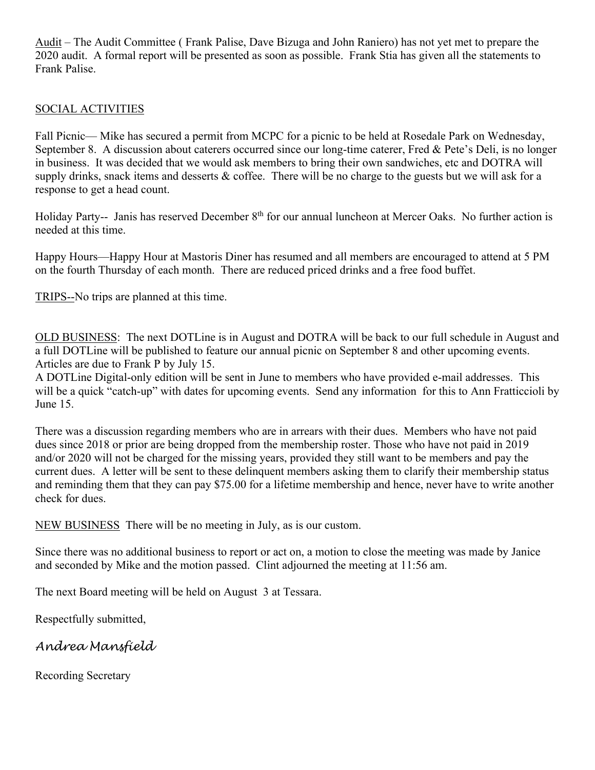Audit – The Audit Committee ( Frank Palise, Dave Bizuga and John Raniero) has not yet met to prepare the 2020 audit. A formal report will be presented as soon as possible. Frank Stia has given all the statements to Frank Palise.

SOCIAL ACTIVITIES

Fall Picnic— Mike has secured a permit from MCPC for a picnic to be held at Rosedale Park on Wednesday, September 8. A discussion about caterers occurred since our long-time caterer, Fred & Pete's Deli, is no longer in business. It was decided that we would ask members to bring their own sandwiches, etc and DOTRA will supply drinks, snack items and desserts & coffee. There will be no charge to the guests but we will ask for a response to get a head count.

Holiday Party-- Janis has reserved December 8th for our annual luncheon at Mercer Oaks. No further action is needed at this time.

Happy Hours—Happy Hour at Mastoris Diner has resumed and all members are encouraged to attend at 5 PM on the fourth Thursday of each month. There are reduced priced drinks and a free food buffet.

TRIPS--No trips are planned at this time.

OLD BUSINESS: The next DOTLine is in August and DOTRA will be back to our full schedule in August and a full DOTLine will be published to feature our annual picnic on September 8 and other upcoming events. Articles are due to Frank P by July 15.
A DOTLine Digital-only edition will be sent in June to members who have provided e-mail addresses. This will be a quick "catch-up" with dates for upcoming events. Send any information for this to Ann Fratticcioli by June 15.

There was a discussion regarding members who are in arrears with their dues. Members who have not paid dues since 2018 or prior are being dropped from the membership roster. Those who have not paid in 2019 and/or 2020 will not be charged for the missing years, provided they still want to be members and pay the current dues. A letter will be sent to these delinquent members asking them to clarify their membership status and reminding them that they can pay $75.00 for a lifetime membership and hence, never have to write another check for dues.

NEW BUSINESS There will be no meeting in July, as is our custom.

Since there was no additional business to report or act on, a motion to close the meeting was made by Janice and seconded by Mike and the motion passed. Clint adjourned the meeting at 11:56 am.

The next Board meeting will be held on August 3 at Tessara.

Respectfully submitted,

*Andrea Mansfield*

Recording Secretary